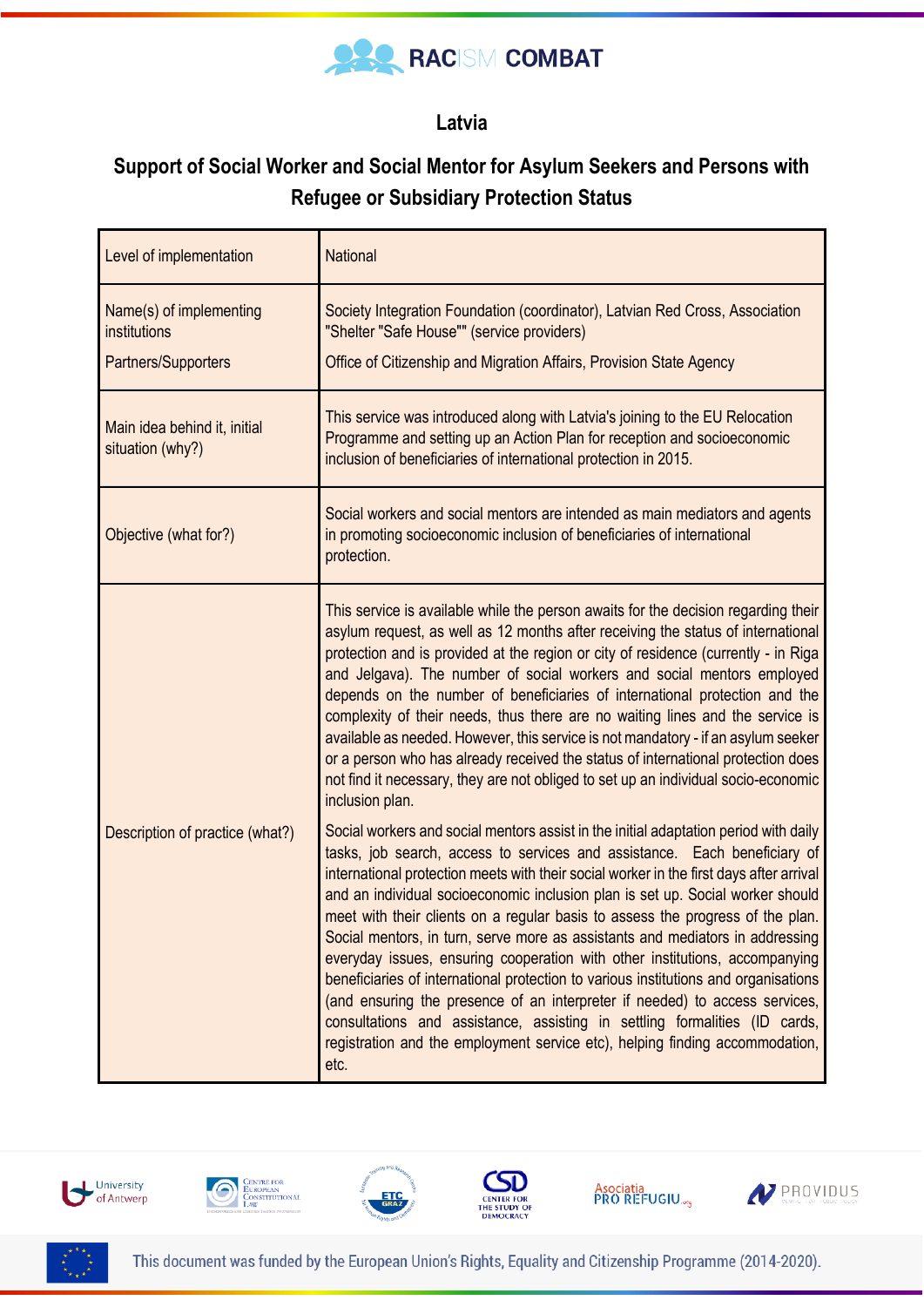## Latvia

## Support of Social Worker and Social Mentor for Asylum Seekers and Persons with Refugee or Subsidiary Protection Status

| | |
|---|---|
| Level of implementation | National |
| Name(s) of implementing institutions<br><br>Partners/Supporters | Society Integration Foundation (coordinator), Latvian Red Cross, Association "Shelter "Safe House"" (service providers)<br><br>Office of Citizenship and Migration Affairs, Provision State Agency |
| Main idea behind it, initial situation (why?) | This service was introduced along with Latvia's joining to the EU Relocation Programme and setting up an Action Plan for reception and socioeconomic inclusion of beneficiaries of international protection in 2015. |
| Objective (what for?) | Social workers and social mentors are intended as main mediators and agents in promoting socioeconomic inclusion of beneficiaries of international protection. |
| Description of practice (what?) | This service is available while the person awaits for the decision regarding their asylum request, as well as 12 months after receiving the status of international protection and is provided at the region or city of residence (currently - in Riga and Jelgava). The number of social workers and social mentors employed depends on the number of beneficiaries of international protection and the complexity of their needs, thus there are no waiting lines and the service is available as needed. However, this service is not mandatory - if an asylum seeker or a person who has already received the status of international protection does not find it necessary, they are not obliged to set up an individual socio-economic inclusion plan.<br><br>Social workers and social mentors assist in the initial adaptation period with daily tasks, job search, access to services and assistance. Each beneficiary of international protection meets with their social worker in the first days after arrival and an individual socioeconomic inclusion plan is set up. Social worker should meet with their clients on a regular basis to assess the progress of the plan. Social mentors, in turn, serve more as assistants and mediators in addressing everyday issues, ensuring cooperation with other institutions, accompanying beneficiaries of international protection to various institutions and organisations (and ensuring the presence of an interpreter if needed) to access services, consultations and assistance, assisting in settling formalities (ID cards, registration and the employment service etc), helping finding accommodation, etc. |

This document was funded by the European Union's Rights, Equality and Citizenship Programme (2014-2020).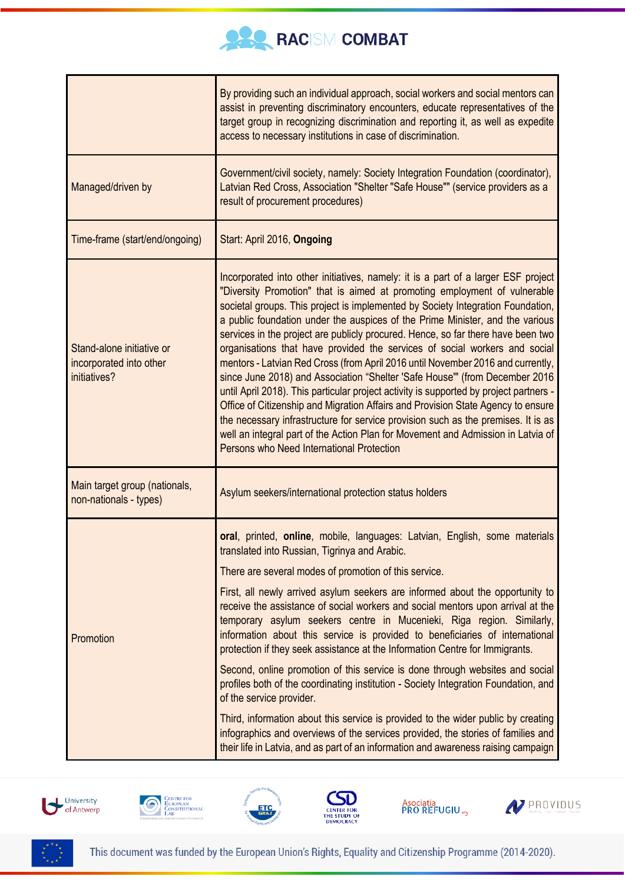| | |
|---|---|
| | By providing such an individual approach, social workers and social mentors can assist in preventing discriminatory encounters, educate representatives of the target group in recognizing discrimination and reporting it, as well as expedite access to necessary institutions in case of discrimination. |
| Managed/driven by | Government/civil society, namely: Society Integration Foundation (coordinator), Latvian Red Cross, Association "Shelter "Safe House"" (service providers as a result of procurement procedures) |
| Time-frame (start/end/ongoing) | Start: April 2016, **Ongoing** |
| Stand-alone initiative or incorporated into other initiatives? | Incorporated into other initiatives, namely: it is a part of a larger ESF project "Diversity Promotion" that is aimed at promoting employment of vulnerable societal groups. This project is implemented by Society Integration Foundation, a public foundation under the auspices of the Prime Minister, and the various services in the project are publicly procured. Hence, so far there have been two organisations that have provided the services of social workers and social mentors - Latvian Red Cross (from April 2016 until November 2016 and currently, since June 2018) and Association "Shelter 'Safe House'" (from December 2016 until April 2018). This particular project activity is supported by project partners - Office of Citizenship and Migration Affairs and Provision State Agency to ensure the necessary infrastructure for service provision such as the premises. It is as well an integral part of the Action Plan for Movement and Admission in Latvia of Persons who Need International Protection |
| Main target group (nationals, non-nationals - types) | Asylum seekers/international protection status holders |
| Promotion | **oral**, printed, **online**, mobile, languages: Latvian, English, some materials translated into Russian, Tigrinya and Arabic.<br><br>There are several modes of promotion of this service.<br><br>First, all newly arrived asylum seekers are informed about the opportunity to receive the assistance of social workers and social mentors upon arrival at the temporary asylum seekers centre in Mucenieki, Riga region. Similarly, information about this service is provided to beneficiaries of international protection if they seek assistance at the Information Centre for Immigrants.<br><br>Second, online promotion of this service is done through websites and social profiles both of the coordinating institution - Society Integration Foundation, and of the service provider.<br><br>Third, information about this service is provided to the wider public by creating infographics and overviews of the services provided, the stories of families and their life in Latvia, and as part of an information and awareness raising campaign |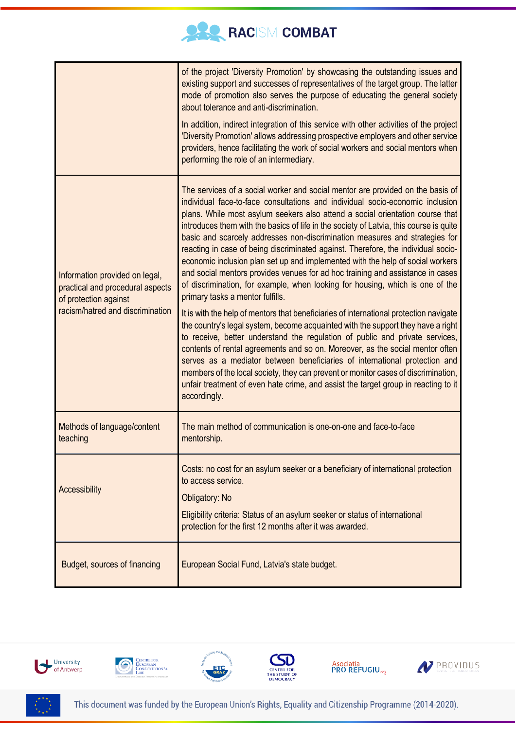| | |
|---|---|
| | of the project 'Diversity Promotion' by showcasing the outstanding issues and existing support and successes of representatives of the target group. The latter mode of promotion also serves the purpose of educating the general society about tolerance and anti-discrimination.<br><br>In addition, indirect integration of this service with other activities of the project 'Diversity Promotion' allows addressing prospective employers and other service providers, hence facilitating the work of social workers and social mentors when performing the role of an intermediary. |
| Information provided on legal, practical and procedural aspects of protection against racism/hatred and discrimination | The services of a social worker and social mentor are provided on the basis of individual face-to-face consultations and individual socio-economic inclusion plans. While most asylum seekers also attend a social orientation course that introduces them with the basics of life in the society of Latvia, this course is quite basic and scarcely addresses non-discrimination measures and strategies for reacting in case of being discriminated against. Therefore, the individual socio-economic inclusion plan set up and implemented with the help of social workers and social mentors provides venues for ad hoc training and assistance in cases of discrimination, for example, when looking for housing, which is one of the primary tasks a mentor fulfills.<br><br>It is with the help of mentors that beneficiaries of international protection navigate the country's legal system, become acquainted with the support they have a right to receive, better understand the regulation of public and private services, contents of rental agreements and so on. Moreover, as the social mentor often serves as a mediator between beneficiaries of international protection and members of the local society, they can prevent or monitor cases of discrimination, unfair treatment of even hate crime, and assist the target group in reacting to it accordingly. |
| Methods of language/content teaching | The main method of communication is one-on-one and face-to-face mentorship. |
| Accessibility | Costs: no cost for an asylum seeker or a beneficiary of international protection to access service.<br><br>Obligatory: No<br><br>Eligibility criteria: Status of an asylum seeker or status of international protection for the first 12 months after it was awarded. |
| Budget, sources of financing | European Social Fund, Latvia's state budget. |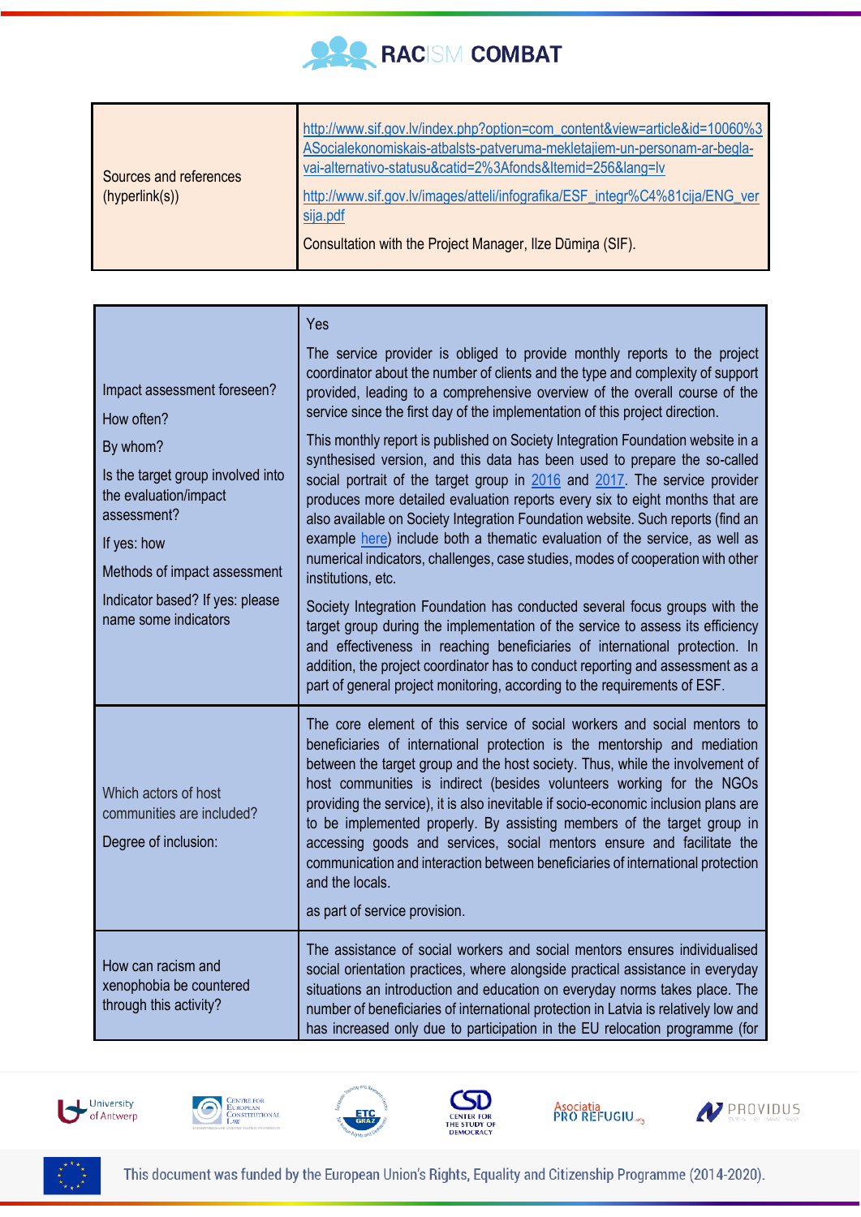| Sources and references (hyperlink(s)) | http://www.sif.gov.lv/index.php?option=com_content&view=article&id=10060%3ASocialekonomiskais-atbalsts-patveruma-mekletajiem-un-personam-ar-begla-vai-alternativo-statusu&catid=2%3Afonds&Itemid=256&lang=lv<br><br>http://www.sif.gov.lv/images/atteli/infografika/ESF_integr%C4%81cija/ENG_versija.pdf<br><br>Consultation with the Project Manager, Ilze Dūmiņa (SIF). |
|---|---|

| Impact assessment foreseen?<br><br>How often?<br><br>By whom?<br><br>Is the target group involved into the evaluation/impact assessment?<br><br>If yes: how<br><br>Methods of impact assessment<br><br>Indicator based? If yes: please name some indicators | Yes<br><br>The service provider is obliged to provide monthly reports to the project coordinator about the number of clients and the type and complexity of support provided, leading to a comprehensive overview of the overall course of the service since the first day of the implementation of this project direction.<br><br>This monthly report is published on Society Integration Foundation website in a synthesised version, and this data has been used to prepare the so-called social portrait of the target group in 2016 and 2017. The service provider produces more detailed evaluation reports every six to eight months that are also available on Society Integration Foundation website. Such reports (find an example here) include both a thematic evaluation of the service, as well as numerical indicators, challenges, case studies, modes of cooperation with other institutions, etc.<br><br>Society Integration Foundation has conducted several focus groups with the target group during the implementation of the service to assess its efficiency and effectiveness in reaching beneficiaries of international protection. In addition, the project coordinator has to conduct reporting and assessment as a part of general project monitoring, according to the requirements of ESF. |
|---|---|
| Which actors of host communities are included?<br><br>Degree of inclusion: | The core element of this service of social workers and social mentors to beneficiaries of international protection is the mentorship and mediation between the target group and the host society. Thus, while the involvement of host communities is indirect (besides volunteers working for the NGOs providing the service), it is also inevitable if socio-economic inclusion plans are to be implemented properly. By assisting members of the target group in accessing goods and services, social mentors ensure and facilitate the communication and interaction between beneficiaries of international protection and the locals.<br><br>as part of service provision. |
| How can racism and xenophobia be countered through this activity? | The assistance of social workers and social mentors ensures individualised social orientation practices, where alongside practical assistance in everyday situations an introduction and education on everyday norms takes place. The number of beneficiaries of international protection in Latvia is relatively low and has increased only due to participation in the EU relocation programme (for |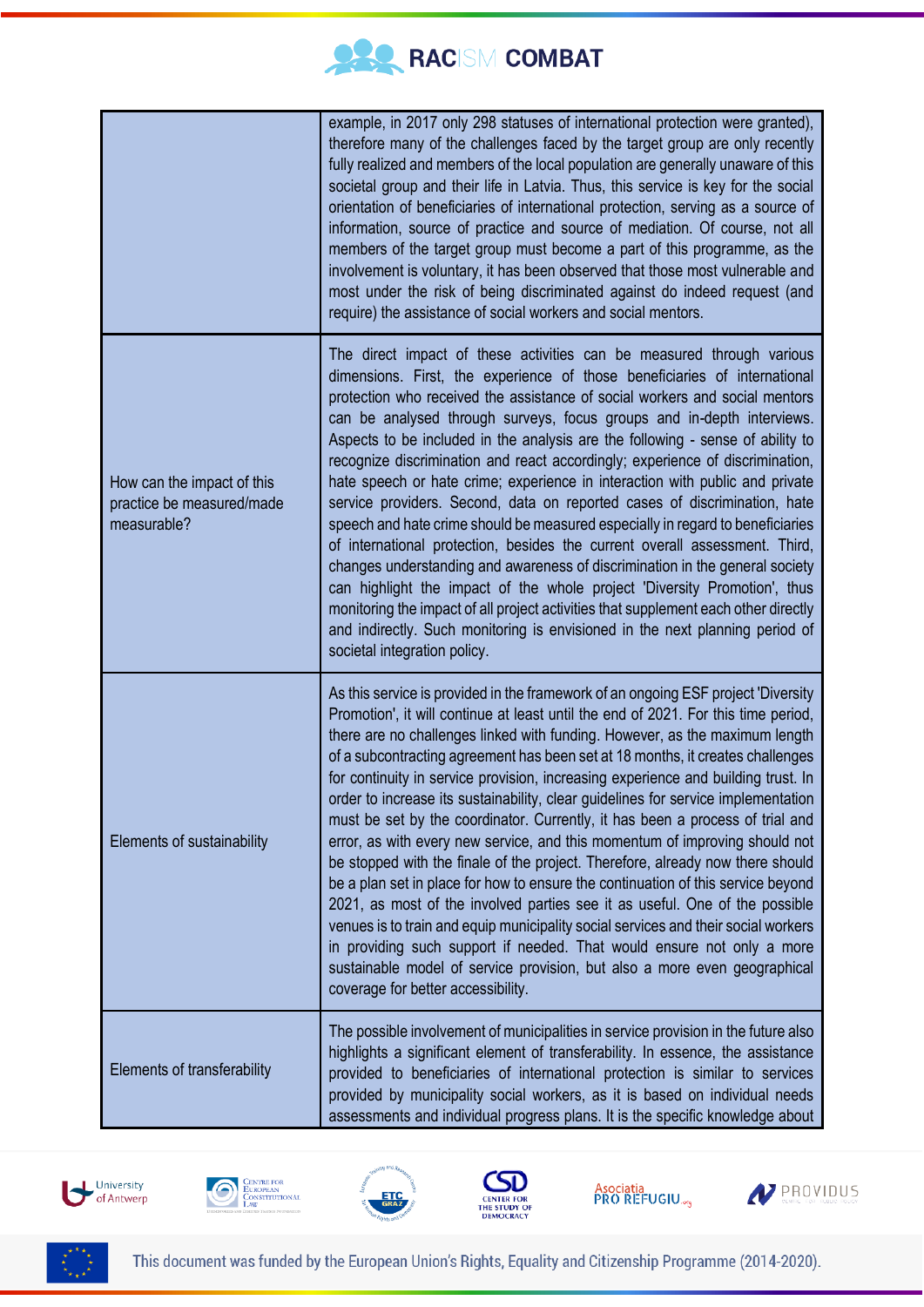| | |
|---|---|
| | example, in 2017 only 298 statuses of international protection were granted), therefore many of the challenges faced by the target group are only recently fully realized and members of the local population are generally unaware of this societal group and their life in Latvia. Thus, this service is key for the social orientation of beneficiaries of international protection, serving as a source of information, source of practice and source of mediation. Of course, not all members of the target group must become a part of this programme, as the involvement is voluntary, it has been observed that those most vulnerable and most under the risk of being discriminated against do indeed request (and require) the assistance of social workers and social mentors. |
| How can the impact of this practice be measured/made measurable? | The direct impact of these activities can be measured through various dimensions. First, the experience of those beneficiaries of international protection who received the assistance of social workers and social mentors can be analysed through surveys, focus groups and in-depth interviews. Aspects to be included in the analysis are the following - sense of ability to recognize discrimination and react accordingly; experience of discrimination, hate speech or hate crime; experience in interaction with public and private service providers. Second, data on reported cases of discrimination, hate speech and hate crime should be measured especially in regard to beneficiaries of international protection, besides the current overall assessment. Third, changes understanding and awareness of discrimination in the general society can highlight the impact of the whole project 'Diversity Promotion', thus monitoring the impact of all project activities that supplement each other directly and indirectly. Such monitoring is envisioned in the next planning period of societal integration policy. |
| Elements of sustainability | As this service is provided in the framework of an ongoing ESF project 'Diversity Promotion', it will continue at least until the end of 2021. For this time period, there are no challenges linked with funding. However, as the maximum length of a subcontracting agreement has been set at 18 months, it creates challenges for continuity in service provision, increasing experience and building trust. In order to increase its sustainability, clear guidelines for service implementation must be set by the coordinator. Currently, it has been a process of trial and error, as with every new service, and this momentum of improving should not be stopped with the finale of the project. Therefore, already now there should be a plan set in place for how to ensure the continuation of this service beyond 2021, as most of the involved parties see it as useful. One of the possible venues is to train and equip municipality social services and their social workers in providing such support if needed. That would ensure not only a more sustainable model of service provision, but also a more even geographical coverage for better accessibility. |
| Elements of transferability | The possible involvement of municipalities in service provision in the future also highlights a significant element of transferability. In essence, the assistance provided to beneficiaries of international protection is similar to services provided by municipality social workers, as it is based on individual needs assessments and individual progress plans. It is the specific knowledge about |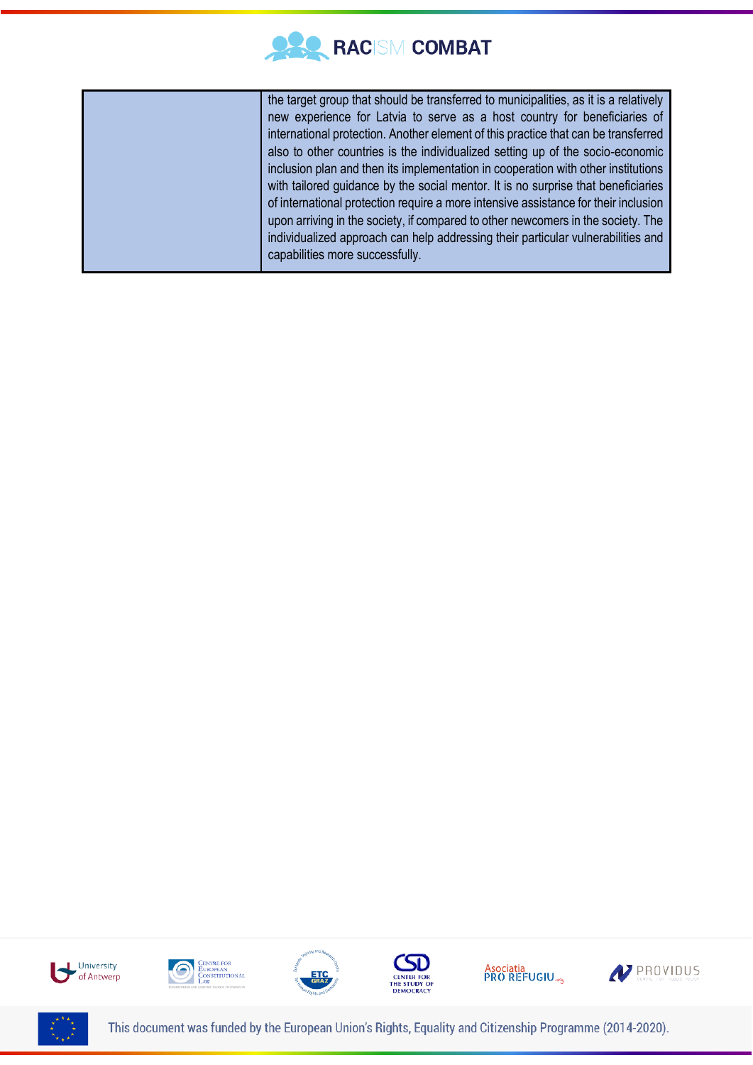| | |
|---|---|
| | the target group that should be transferred to municipalities, as it is a relatively new experience for Latvia to serve as a host country for beneficiaries of international protection. Another element of this practice that can be transferred also to other countries is the individualized setting up of the socio-economic inclusion plan and then its implementation in cooperation with other institutions with tailored guidance by the social mentor. It is no surprise that beneficiaries of international protection require a more intensive assistance for their inclusion upon arriving in the society, if compared to other newcomers in the society. The individualized approach can help addressing their particular vulnerabilities and capabilities more successfully. |